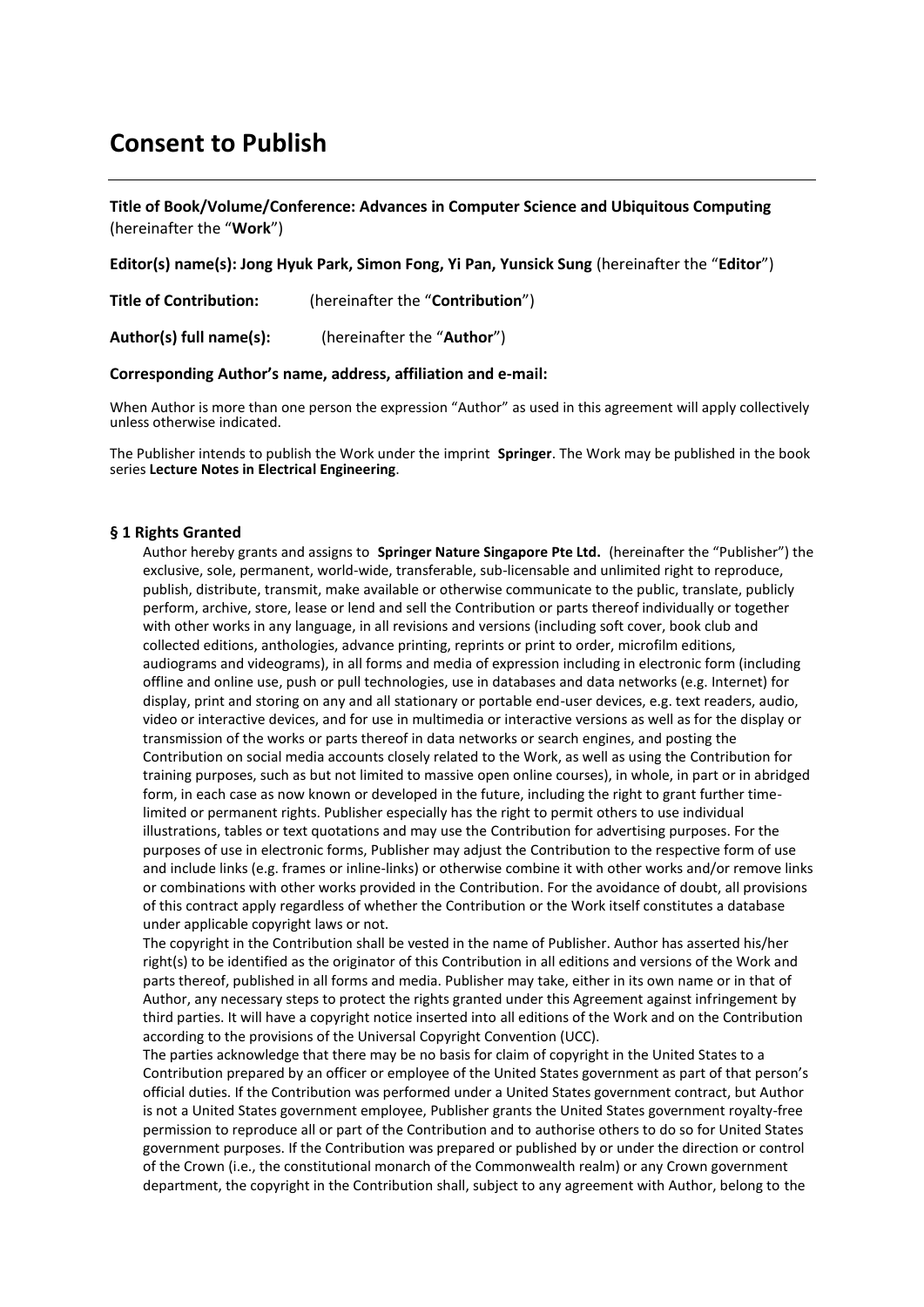# Consent to Publish

---

**Title of Book/Volume/Conference: Advances in Computer Science and Ubiquitous Computing** (hereinafter the "**Work**")

**Editor(s) name(s): Jong Hyuk Park, Simon Fong, Yi Pan, Yunsick Sung** (hereinafter the "**Editor**")

**Title of Contribution:** (hereinafter the "**Contribution**")

**Author(s) full name(s):** (hereinafter the "**Author**")

**Corresponding Author's name, address, affiliation and e-mail:**

When Author is more than one person the expression "Author" as used in this agreement will apply collectively unless otherwise indicated.

The Publisher intends to publish the Work under the imprint **Springer**. The Work may be published in the book series **Lecture Notes in Electrical Engineering**.

## § 1 Rights Granted

Author hereby grants and assigns to **Springer Nature Singapore Pte Ltd.** (hereinafter the "Publisher") the exclusive, sole, permanent, world-wide, transferable, sub-licensable and unlimited right to reproduce, publish, distribute, transmit, make available or otherwise communicate to the public, translate, publicly perform, archive, store, lease or lend and sell the Contribution or parts thereof individually or together with other works in any language, in all revisions and versions (including soft cover, book club and collected editions, anthologies, advance printing, reprints or print to order, microfilm editions, audiograms and videograms), in all forms and media of expression including in electronic form (including offline and online use, push or pull technologies, use in databases and data networks (e.g. Internet) for display, print and storing on any and all stationary or portable end-user devices, e.g. text readers, audio, video or interactive devices, and for use in multimedia or interactive versions as well as for the display or transmission of the works or parts thereof in data networks or search engines, and posting the Contribution on social media accounts closely related to the Work, as well as using the Contribution for training purposes, such as but not limited to massive open online courses), in whole, in part or in abridged form, in each case as now known or developed in the future, including the right to grant further time-limited or permanent rights. Publisher especially has the right to permit others to use individual illustrations, tables or text quotations and may use the Contribution for advertising purposes. For the purposes of use in electronic forms, Publisher may adjust the Contribution to the respective form of use and include links (e.g. frames or inline-links) or otherwise combine it with other works and/or remove links or combinations with other works provided in the Contribution. For the avoidance of doubt, all provisions of this contract apply regardless of whether the Contribution or the Work itself constitutes a database under applicable copyright laws or not.

The copyright in the Contribution shall be vested in the name of Publisher. Author has asserted his/her right(s) to be identified as the originator of this Contribution in all editions and versions of the Work and parts thereof, published in all forms and media. Publisher may take, either in its own name or in that of Author, any necessary steps to protect the rights granted under this Agreement against infringement by third parties. It will have a copyright notice inserted into all editions of the Work and on the Contribution according to the provisions of the Universal Copyright Convention (UCC).

The parties acknowledge that there may be no basis for claim of copyright in the United States to a Contribution prepared by an officer or employee of the United States government as part of that person's official duties. If the Contribution was performed under a United States government contract, but Author is not a United States government employee, Publisher grants the United States government royalty-free permission to reproduce all or part of the Contribution and to authorise others to do so for United States government purposes. If the Contribution was prepared or published by or under the direction or control of the Crown (i.e., the constitutional monarch of the Commonwealth realm) or any Crown government department, the copyright in the Contribution shall, subject to any agreement with Author, belong to the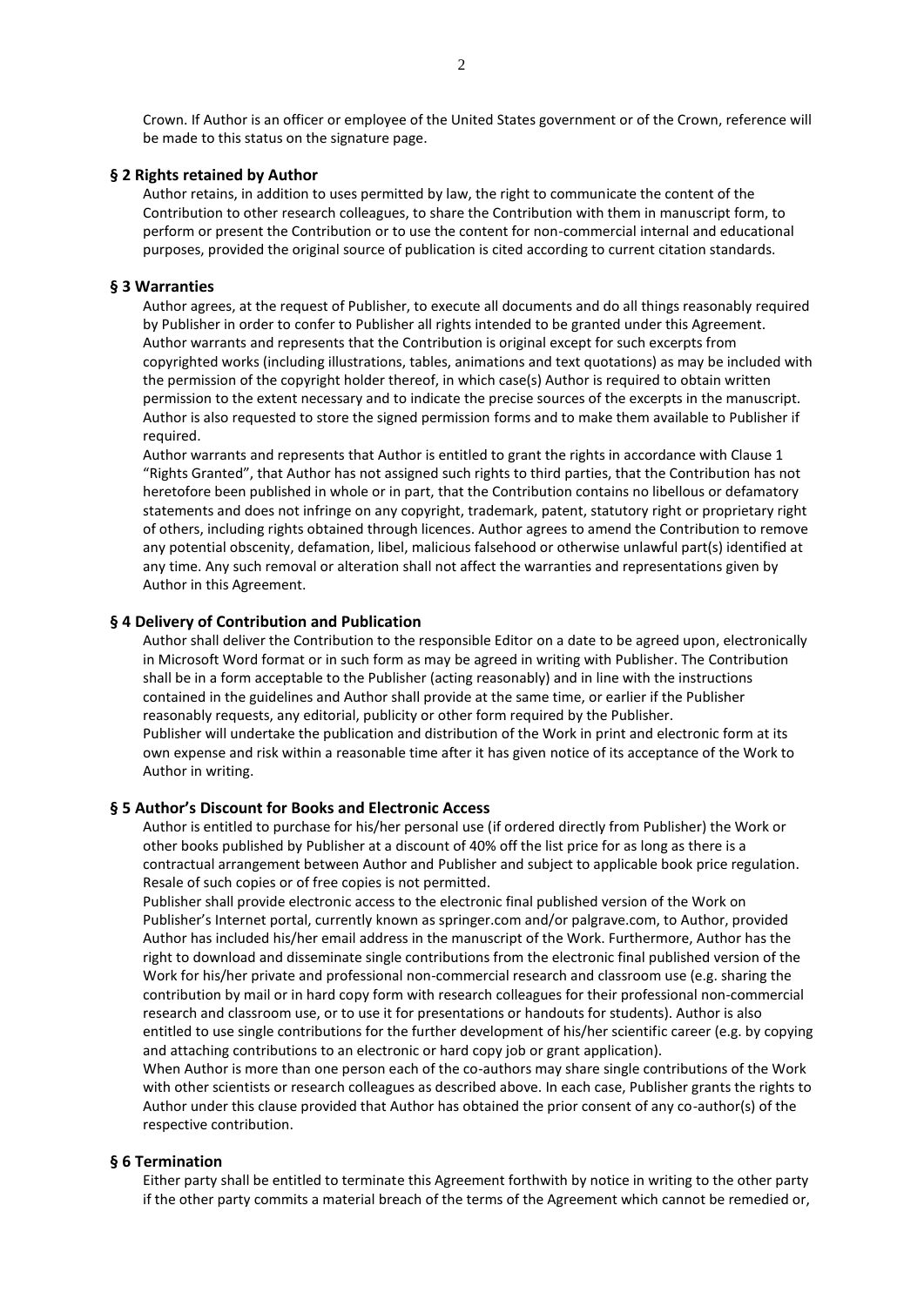Crown. If Author is an officer or employee of the United States government or of the Crown, reference will be made to this status on the signature page.

## § 2 Rights retained by Author

Author retains, in addition to uses permitted by law, the right to communicate the content of the Contribution to other research colleagues, to share the Contribution with them in manuscript form, to perform or present the Contribution or to use the content for non-commercial internal and educational purposes, provided the original source of publication is cited according to current citation standards.

## § 3 Warranties

Author agrees, at the request of Publisher, to execute all documents and do all things reasonably required by Publisher in order to confer to Publisher all rights intended to be granted under this Agreement. Author warrants and represents that the Contribution is original except for such excerpts from copyrighted works (including illustrations, tables, animations and text quotations) as may be included with the permission of the copyright holder thereof, in which case(s) Author is required to obtain written permission to the extent necessary and to indicate the precise sources of the excerpts in the manuscript. Author is also requested to store the signed permission forms and to make them available to Publisher if required.

Author warrants and represents that Author is entitled to grant the rights in accordance with Clause 1 "Rights Granted", that Author has not assigned such rights to third parties, that the Contribution has not heretofore been published in whole or in part, that the Contribution contains no libellous or defamatory statements and does not infringe on any copyright, trademark, patent, statutory right or proprietary right of others, including rights obtained through licences. Author agrees to amend the Contribution to remove any potential obscenity, defamation, libel, malicious falsehood or otherwise unlawful part(s) identified at any time. Any such removal or alteration shall not affect the warranties and representations given by Author in this Agreement.

## § 4 Delivery of Contribution and Publication

Author shall deliver the Contribution to the responsible Editor on a date to be agreed upon, electronically in Microsoft Word format or in such form as may be agreed in writing with Publisher. The Contribution shall be in a form acceptable to the Publisher (acting reasonably) and in line with the instructions contained in the guidelines and Author shall provide at the same time, or earlier if the Publisher reasonably requests, any editorial, publicity or other form required by the Publisher.

Publisher will undertake the publication and distribution of the Work in print and electronic form at its own expense and risk within a reasonable time after it has given notice of its acceptance of the Work to Author in writing.

## § 5 Author's Discount for Books and Electronic Access

Author is entitled to purchase for his/her personal use (if ordered directly from Publisher) the Work or other books published by Publisher at a discount of 40% off the list price for as long as there is a contractual arrangement between Author and Publisher and subject to applicable book price regulation. Resale of such copies or of free copies is not permitted.

Publisher shall provide electronic access to the electronic final published version of the Work on Publisher's Internet portal, currently known as springer.com and/or palgrave.com, to Author, provided Author has included his/her email address in the manuscript of the Work. Furthermore, Author has the right to download and disseminate single contributions from the electronic final published version of the Work for his/her private and professional non-commercial research and classroom use (e.g. sharing the contribution by mail or in hard copy form with research colleagues for their professional non-commercial research and classroom use, or to use it for presentations or handouts for students). Author is also entitled to use single contributions for the further development of his/her scientific career (e.g. by copying and attaching contributions to an electronic or hard copy job or grant application).

When Author is more than one person each of the co-authors may share single contributions of the Work with other scientists or research colleagues as described above. In each case, Publisher grants the rights to Author under this clause provided that Author has obtained the prior consent of any co-author(s) of the respective contribution.

## § 6 Termination

Either party shall be entitled to terminate this Agreement forthwith by notice in writing to the other party if the other party commits a material breach of the terms of the Agreement which cannot be remedied or,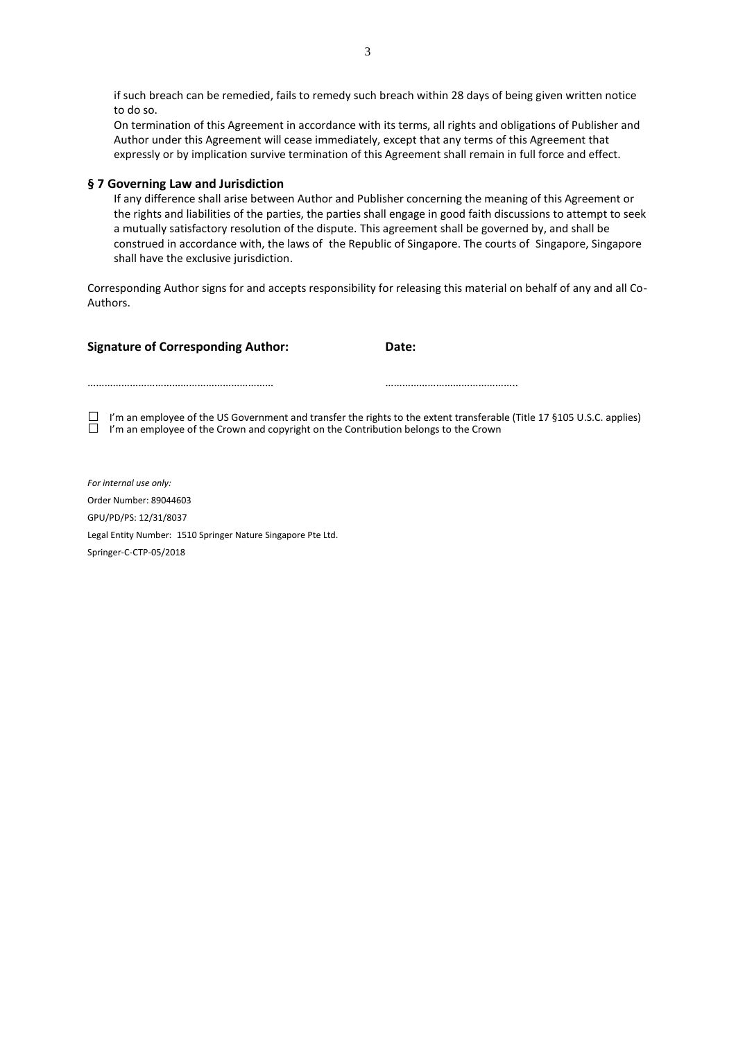if such breach can be remedied, fails to remedy such breach within 28 days of being given written notice to do so.

On termination of this Agreement in accordance with its terms, all rights and obligations of Publisher and Author under this Agreement will cease immediately, except that any terms of this Agreement that expressly or by implication survive termination of this Agreement shall remain in full force and effect.

### § 7 Governing Law and Jurisdiction

If any difference shall arise between Author and Publisher concerning the meaning of this Agreement or the rights and liabilities of the parties, the parties shall engage in good faith discussions to attempt to seek a mutually satisfactory resolution of the dispute. This agreement shall be governed by, and shall be construed in accordance with, the laws of the Republic of Singapore. The courts of Singapore, Singapore shall have the exclusive jurisdiction.

Corresponding Author signs for and accepts responsibility for releasing this material on behalf of any and all Co-Authors.

**Signature of Corresponding Author:** **Date:**

……………………………………………………… ………………………………………..

☐ I'm an employee of the US Government and transfer the rights to the extent transferable (Title 17 §105 U.S.C. applies)
☐ I'm an employee of the Crown and copyright on the Contribution belongs to the Crown

*For internal use only:*

Order Number: 89044603

GPU/PD/PS: 12/31/8037

Legal Entity Number: 1510 Springer Nature Singapore Pte Ltd.

Springer-C-CTP-05/2018